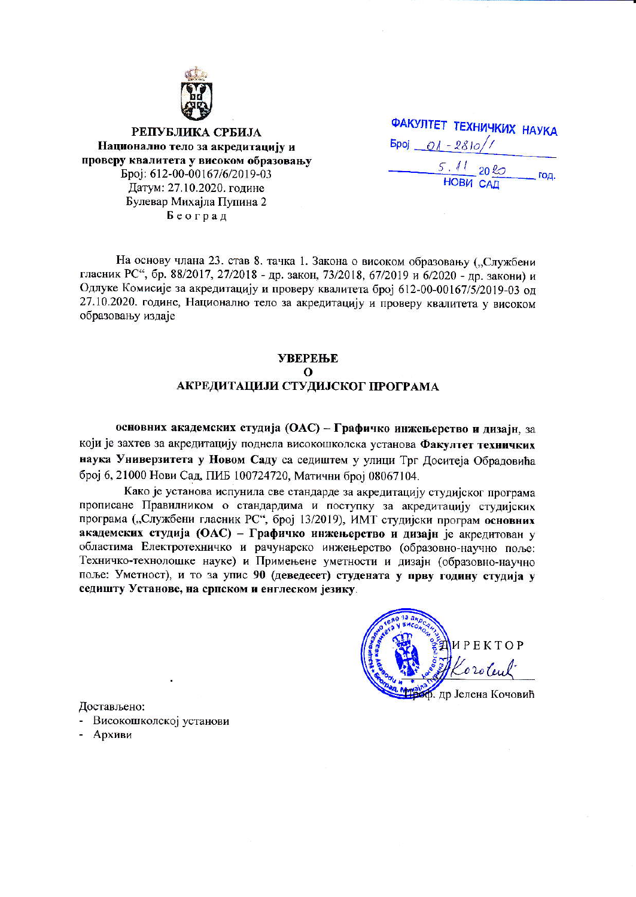**РЕПУБЛИКА СРБИЈА**
**Национално тело за акредитацију и**
**проверу квалитета у високом образовању**
Број: 612-00-00167/6/2019-03
Датум: 27.10.2020. године
Булевар Михајла Пупина 2
Београд

ФАКУЛТЕТ ТЕХНИЧКИХ НАУКА
Број 01-2810/1
5.11 2020 год.
НОВИ САД

На основу члана 23. став 8. тачка 1. Закона о високом образовању („Службени гласник РС", бр. 88/2017, 27/2018 - др. закон, 73/2018, 67/2019 и 6/2020 - др. закони) и Одлуке Комисије за акредитацију и проверу квалитета број 612-00-00167/5/2019-03 од 27.10.2020. године, Национално тело за акредитацију и проверу квалитета у високом образовању издаје

**УВЕРЕЊЕ**
**О**
**АКРЕДИТАЦИЈИ СТУДИЈСКОГ ПРОГРАМА**

**основних академских студија (ОАС) – Графичко инжењерство и дизајн**, за који је захтев за акредитацију поднела високошколска установа **Факултет техничких наука Универзитета у Новом Саду** са седиштем у улици Трг Доситеја Обрадовића број 6, 21000 Нови Сад, ПИБ 100724720, Матични број 08067104.

Како је установа испунила све стандарде за акредитацију студијског програма прописане Правилником о стандардима и поступку за акредитацију студијских програма („Службени гласник РС", број 13/2019), ИМТ студијски програм **основних академских студија (ОАС) – Графичко инжењерство и дизајн** је акредитован у областима Електротехничко и рачунарско инжењерство (образовно-научно поље: Техничко-технолошке науке) и Примењене уметности и дизајн (образовно-научно поље: Уметност), и то за упис **90 (деведесет) студената у прву годину студија у седишту Установе, на српском и енглеском језику**.

ДИРЕКТОР
Проф. др Јелена Кочовић

Достављено:
- Високошколској установи
- Архиви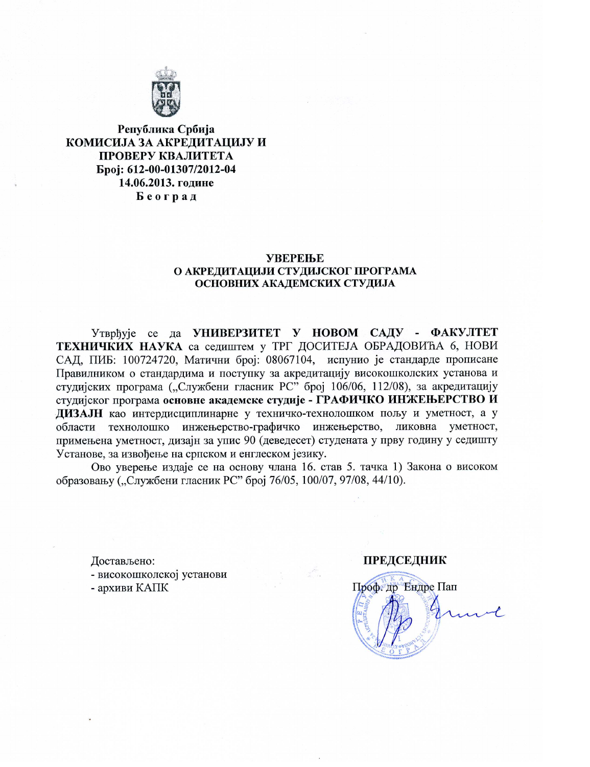**Република Србија**
**КОМИСИЈА ЗА АКРЕДИТАЦИЈУ И ПРОВЕРУ КВАЛИТЕТА**
**Број: 612-00-01307/2012-04**
**14.06.2013. године**
**Б е о г р а д**

# УВЕРЕЊЕ
## О АКРЕДИТАЦИЈИ СТУДИЈСКОГ ПРОГРАМА ОСНОВНИХ АКАДЕМСКИХ СТУДИЈА

Утврђује се да **УНИВЕРЗИТЕТ У НОВОМ САДУ - ФАКУЛТЕТ ТЕХНИЧКИХ НАУКА** са седиштем у ТРГ ДОСИТЕЈА ОБРАДОВИЋА 6, НОВИ САД, ПИБ: 100724720, Матични број: 08067104, испунио је стандарде прописане Правилником о стандардима и поступку за акредитацију високошколских установа и студијских програма („Службени гласник РС" број 106/06, 112/08), за акредитацију студијског програма **основне академске студије - ГРАФИЧКО ИНЖЕЊЕРСТВО И ДИЗАЈН** као интердисциплинарне у техничко-технолошком пољу и уметност, а у области технолошко инжењерство-графичко инжењерство, ликовна уметност, примењена уметност, дизајн за упис 90 (деведесет) студената у прву годину у седишту Установе, за извођење на српском и енглеском језику.

Ово уверење издаје се на основу члана 16. став 5. тачка 1) Закона о високом образовању („Службени гласник РС" број 76/05, 100/07, 97/08, 44/10).

Достављено:
- високошколској установи
- архиви КАПК

**ПРЕДСЕДНИК**

Проф. др Ендре Пап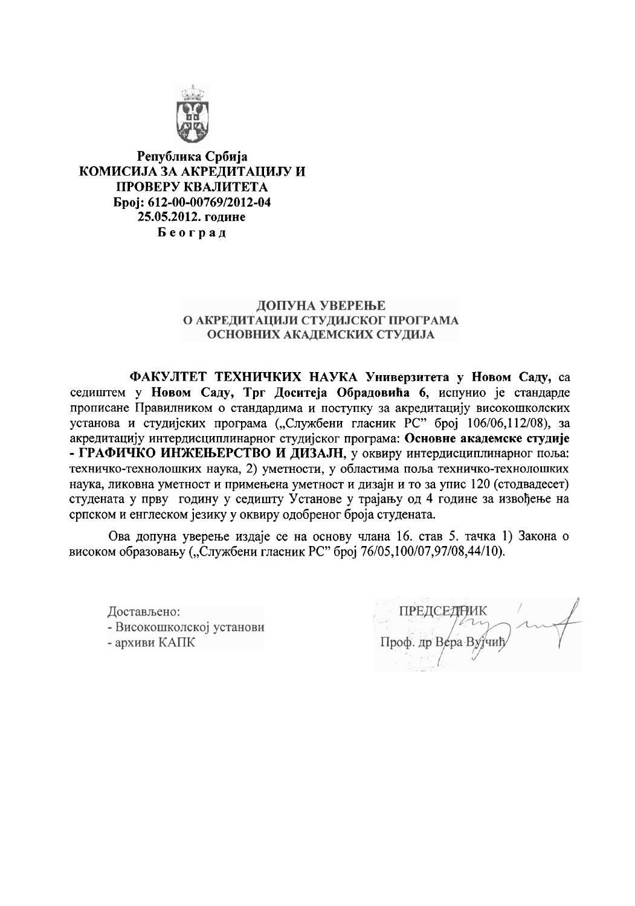**Република Србија**
**КОМИСИЈА ЗА АКРЕДИТАЦИЈУ И ПРОВЕРУ КВАЛИТЕТА**
**Број: 612-00-00769/2012-04**
**25.05.2012. године**
**Б е о г р а д**

## ДОПУНА УВЕРЕЊЕ О АКРЕДИТАЦИЈИ СТУДИЈСКОГ ПРОГРАМА ОСНОВНИХ АКАДЕМСКИХ СТУДИЈА

**ФАКУЛТЕТ ТЕХНИЧКИХ НАУКА Универзитета у Новом Саду,** са седиштем у **Новом Саду, Трг Доситеја Обрадовића 6,** испунио је стандарде прописане Правилником о стандардима и поступку за акредитацију високошколских установа и студијских програма („Службени гласник РС" број 106/06,112/08), за акредитацију интердисциплинарног студијског програма: **Основне академске студије - ГРАФИЧКО ИНЖЕЊЕРСТВО И ДИЗАЈН**, у оквиру интердисциплинарног поља: техничко-технолошких наука, 2) уметности, у областима поља техничко-технолошких наука, ликовна уметност и примењена уметност и дизајн и то за упис 120 (стодвадесет) студената у прву годину у седишту Установе у трајању од 4 године за извођење на српском и енглеском језику у оквиру одобреног броја студената.

Ова допуна уверење издаје се на основу члана 16. став 5. тачка 1) Закона о високом образовању („Службени гласник РС" број 76/05,100/07,97/08,44/10).

Достављено:
- Високошколској установи
- архиви КАПК

ПРЕДСЕДНИК
Проф. др Вера Вујчић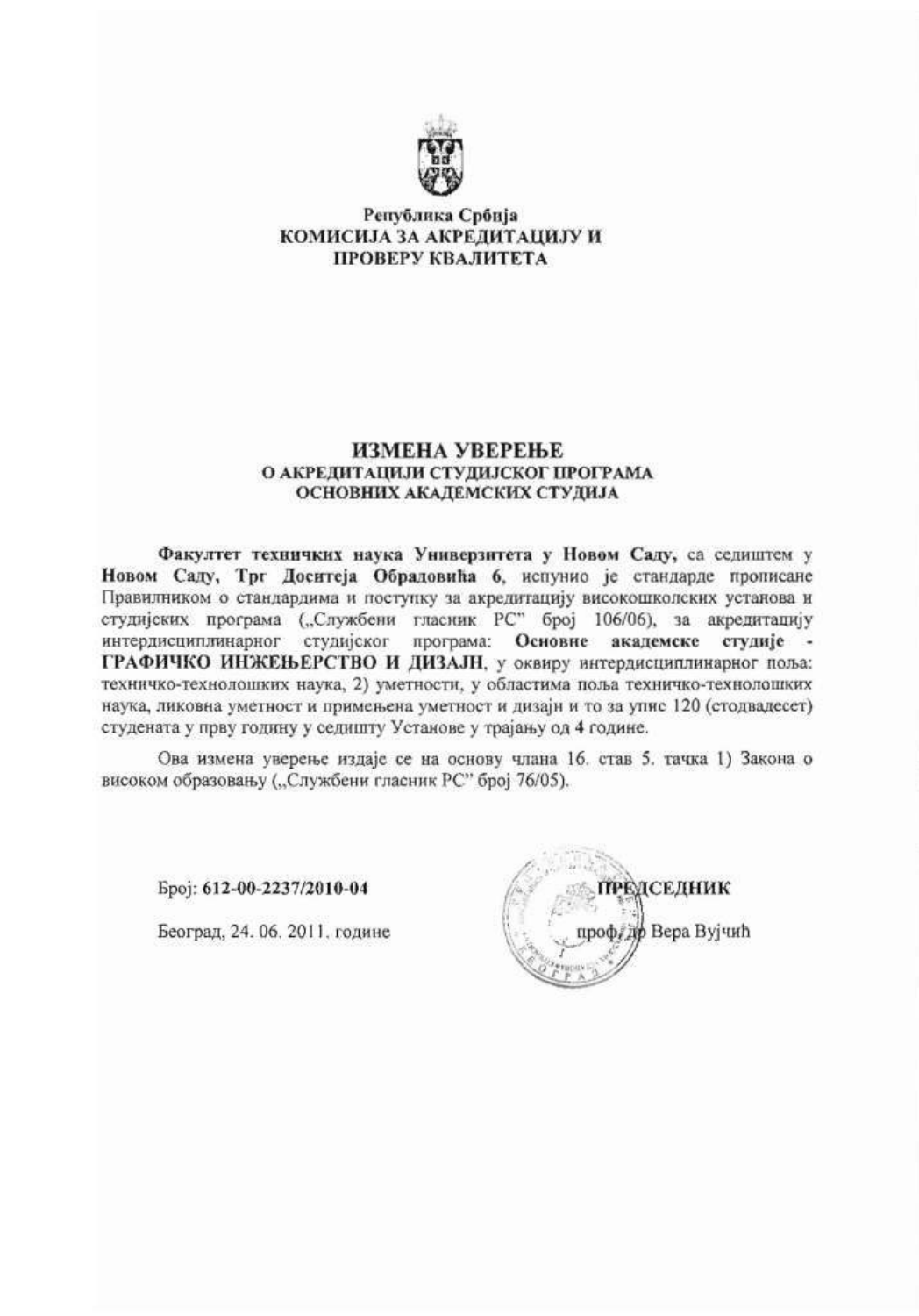Република Србија
**КОМИСИЈА ЗА АКРЕДИТАЦИЈУ И ПРОВЕРУ КВАЛИТЕТА**

# ИЗМЕНА УВЕРЕЊЕ
## О АКРЕДИТАЦИЈИ СТУДИЈСКОГ ПРОГРАМА ОСНОВНИХ АКАДЕМСКИХ СТУДИЈА

**Факултет техничких наука Универзитета у Новом Саду,** са седиштем у **Новом Саду, Трг Доситеја Обрадовића 6**, испунио је стандарде прописане Правилником о стандардима и поступку за акредитацију високошколских установа и студијских програма („Службени гласник РС" број 106/06), за акредитацију интердисциплинарног студијског програма: **Основне академске студије - ГРАФИЧКО ИНЖЕЊЕРСТВО И ДИЗАЈН**, у оквиру интердисциплинарног поља: техничко-технолошких наука, 2) уметности, у областима поља техничко-технолошких наука, ликовна уметност и примењена уметност и дизајн и то за упис 120 (стодвадесет) студената у прву годину у седишту Установе у трајању од **4** године.

Ова измена уверење издаје се на основу члана 16. став 5. тачка 1) Закона о високом образовању („Службени гласник РС" број 76/05).

Број: **612-00-2237/2010-04**

Београд, 24. 06. 2011. године

**ПРЕДСЕДНИК**

проф. др Вера Вујчић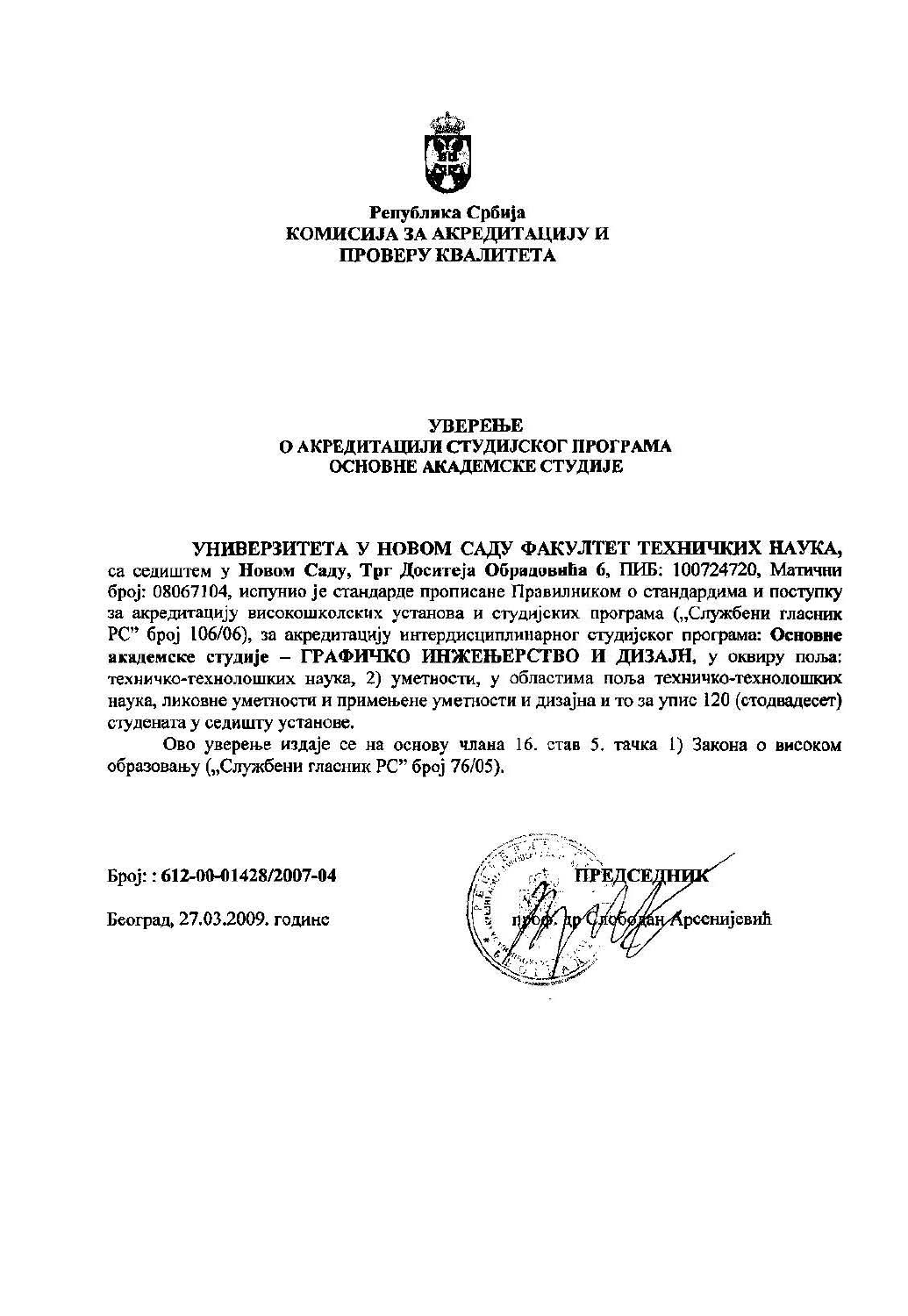Република Србија
КОМИСИЈА ЗА АКРЕДИТАЦИЈУ И
ПРОВЕРУ КВАЛИТЕТА

**УВЕРЕЊЕ**
**О АКРЕДИТАЦИЈИ СТУДИЈСКОГ ПРОГРАМА**
**ОСНОВНЕ АКАДЕМСКЕ СТУДИЈЕ**

**УНИВЕРЗИТЕТА У НОВОМ САДУ ФАКУЛТЕТ ТЕХНИЧКИХ НАУКА**, са седиштем у **Новом Саду, Трг Доситеја Обрадовића 6**, ПИБ: 100724720, Матични број: 08067104, испунио је стандарде прописане Правилником о стандардима и поступку за акредитацију високошколских установа и студијских програма („Службени гласник РС" број 106/06), за акредитацију интердисциплинарног студијског програма: **Основне академске студије – ГРАФИЧКО ИНЖЕЊЕРСТВО И ДИЗАЈН**, у оквиру поља: техничко-технолошких наука, 2) уметности, у областима поља техничко-технолошких наука, ликовне уметности и примењене уметности и дизајна и то за упис 120 (стодвадесет) студената у седишту установе.

Ово уверење издаје се на основу члана 16. став 5. тачка 1) Закона о високом образовању („Службени гласник РС" број 76/05).

Број: : **612-00-01428/2007-04**

Београд, 27.03.2009. године

**ПРЕДСЕДНИК**

проф. др Слободан Арсенијевић